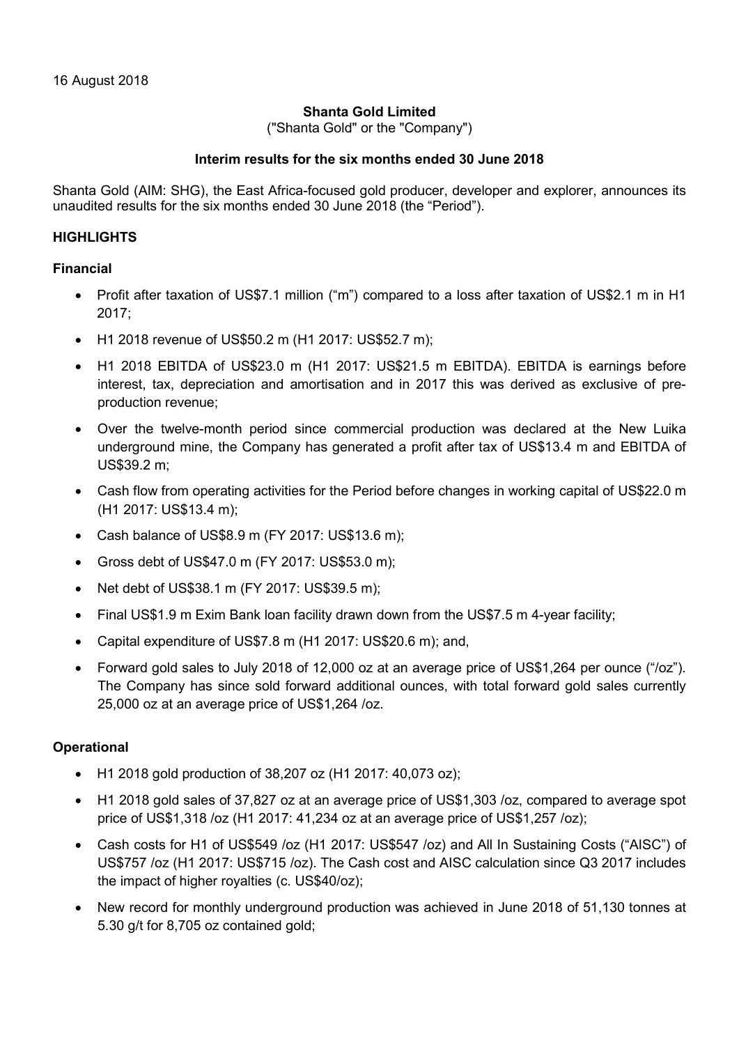16 August 2018

**Shanta Gold Limited**

("Shanta Gold" or the "Company")

**Interim results for the six months ended 30 June 2018**

Shanta Gold (AIM: SHG), the East Africa-focused gold producer, developer and explorer, announces its unaudited results for the six months ended 30 June 2018 (the "Period").

## HIGHLIGHTS

### Financial

- Profit after taxation of US$7.1 million ("m") compared to a loss after taxation of US$2.1 m in H1 2017;
- H1 2018 revenue of US$50.2 m (H1 2017: US$52.7 m);
- H1 2018 EBITDA of US$23.0 m (H1 2017: US$21.5 m EBITDA). EBITDA is earnings before interest, tax, depreciation and amortisation and in 2017 this was derived as exclusive of pre-production revenue;
- Over the twelve-month period since commercial production was declared at the New Luika underground mine, the Company has generated a profit after tax of US$13.4 m and EBITDA of US$39.2 m;
- Cash flow from operating activities for the Period before changes in working capital of US$22.0 m (H1 2017: US$13.4 m);
- Cash balance of US$8.9 m (FY 2017: US$13.6 m);
- Gross debt of US$47.0 m (FY 2017: US$53.0 m);
- Net debt of US$38.1 m (FY 2017: US$39.5 m);
- Final US$1.9 m Exim Bank loan facility drawn down from the US$7.5 m 4-year facility;
- Capital expenditure of US$7.8 m (H1 2017: US$20.6 m); and,
- Forward gold sales to July 2018 of 12,000 oz at an average price of US$1,264 per ounce ("/oz"). The Company has since sold forward additional ounces, with total forward gold sales currently 25,000 oz at an average price of US$1,264 /oz.

### Operational

- H1 2018 gold production of 38,207 oz (H1 2017: 40,073 oz);
- H1 2018 gold sales of 37,827 oz at an average price of US$1,303 /oz, compared to average spot price of US$1,318 /oz (H1 2017: 41,234 oz at an average price of US$1,257 /oz);
- Cash costs for H1 of US$549 /oz (H1 2017: US$547 /oz) and All In Sustaining Costs ("AISC") of US$757 /oz (H1 2017: US$715 /oz). The Cash cost and AISC calculation since Q3 2017 includes the impact of higher royalties (c. US$40/oz);
- New record for monthly underground production was achieved in June 2018 of 51,130 tonnes at 5.30 g/t for 8,705 oz contained gold;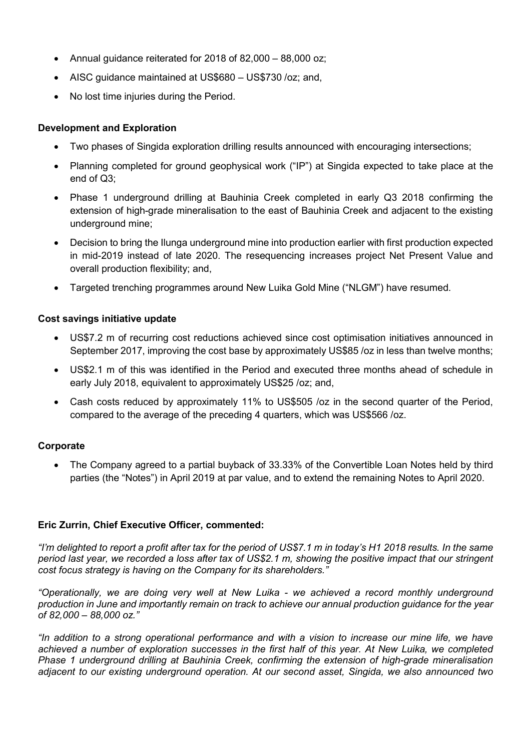- Annual guidance reiterated for 2018 of 82,000 – 88,000 oz;
- AISC guidance maintained at US$680 – US$730 /oz; and,
- No lost time injuries during the Period.

**Development and Exploration**

- Two phases of Singida exploration drilling results announced with encouraging intersections;
- Planning completed for ground geophysical work ("IP") at Singida expected to take place at the end of Q3;
- Phase 1 underground drilling at Bauhinia Creek completed in early Q3 2018 confirming the extension of high-grade mineralisation to the east of Bauhinia Creek and adjacent to the existing underground mine;
- Decision to bring the Ilunga underground mine into production earlier with first production expected in mid-2019 instead of late 2020. The resequencing increases project Net Present Value and overall production flexibility; and,
- Targeted trenching programmes around New Luika Gold Mine ("NLGM") have resumed.

**Cost savings initiative update**

- US$7.2 m of recurring cost reductions achieved since cost optimisation initiatives announced in September 2017, improving the cost base by approximately US$85 /oz in less than twelve months;
- US$2.1 m of this was identified in the Period and executed three months ahead of schedule in early July 2018, equivalent to approximately US$25 /oz; and,
- Cash costs reduced by approximately 11% to US$505 /oz in the second quarter of the Period, compared to the average of the preceding 4 quarters, which was US$566 /oz.

**Corporate**

- The Company agreed to a partial buyback of 33.33% of the Convertible Loan Notes held by third parties (the "Notes") in April 2019 at par value, and to extend the remaining Notes to April 2020.

**Eric Zurrin, Chief Executive Officer, commented:**

*"I'm delighted to report a profit after tax for the period of US$7.1 m in today's H1 2018 results. In the same period last year, we recorded a loss after tax of US$2.1 m, showing the positive impact that our stringent cost focus strategy is having on the Company for its shareholders."*

*"Operationally, we are doing very well at New Luika - we achieved a record monthly underground production in June and importantly remain on track to achieve our annual production guidance for the year of 82,000 – 88,000 oz."*

*"In addition to a strong operational performance and with a vision to increase our mine life, we have achieved a number of exploration successes in the first half of this year. At New Luika, we completed Phase 1 underground drilling at Bauhinia Creek, confirming the extension of high-grade mineralisation adjacent to our existing underground operation. At our second asset, Singida, we also announced two*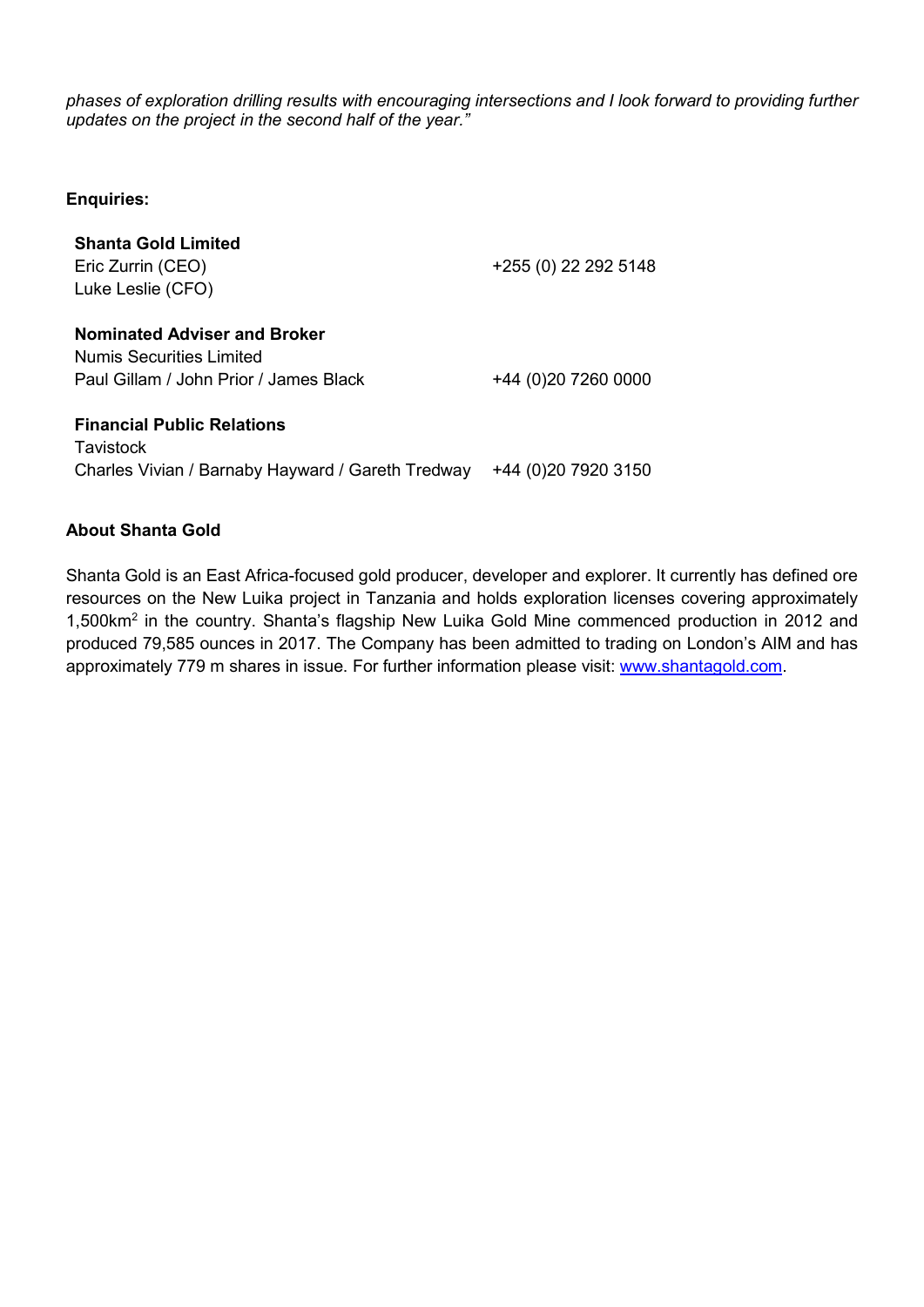*phases of exploration drilling results with encouraging intersections and I look forward to providing further updates on the project in the second half of the year."*

**Enquiries:**

| | |
|---|---|
| **Shanta Gold Limited** | |
| Eric Zurrin (CEO) | +255 (0) 22 292 5148 |
| Luke Leslie (CFO) | |
| **Nominated Adviser and Broker** | |
| Numis Securities Limited | |
| Paul Gillam / John Prior / James Black | +44 (0)20 7260 0000 |
| **Financial Public Relations** | |
| Tavistock | |
| Charles Vivian / Barnaby Hayward / Gareth Tredway | +44 (0)20 7920 3150 |

**About Shanta Gold**

Shanta Gold is an East Africa-focused gold producer, developer and explorer. It currently has defined ore resources on the New Luika project in Tanzania and holds exploration licenses covering approximately 1,500km$^2$ in the country. Shanta's flagship New Luika Gold Mine commenced production in 2012 and produced 79,585 ounces in 2017. The Company has been admitted to trading on London's AIM and has approximately 779 m shares in issue. For further information please visit: [www.shantagold.com](http://www.shantagold.com).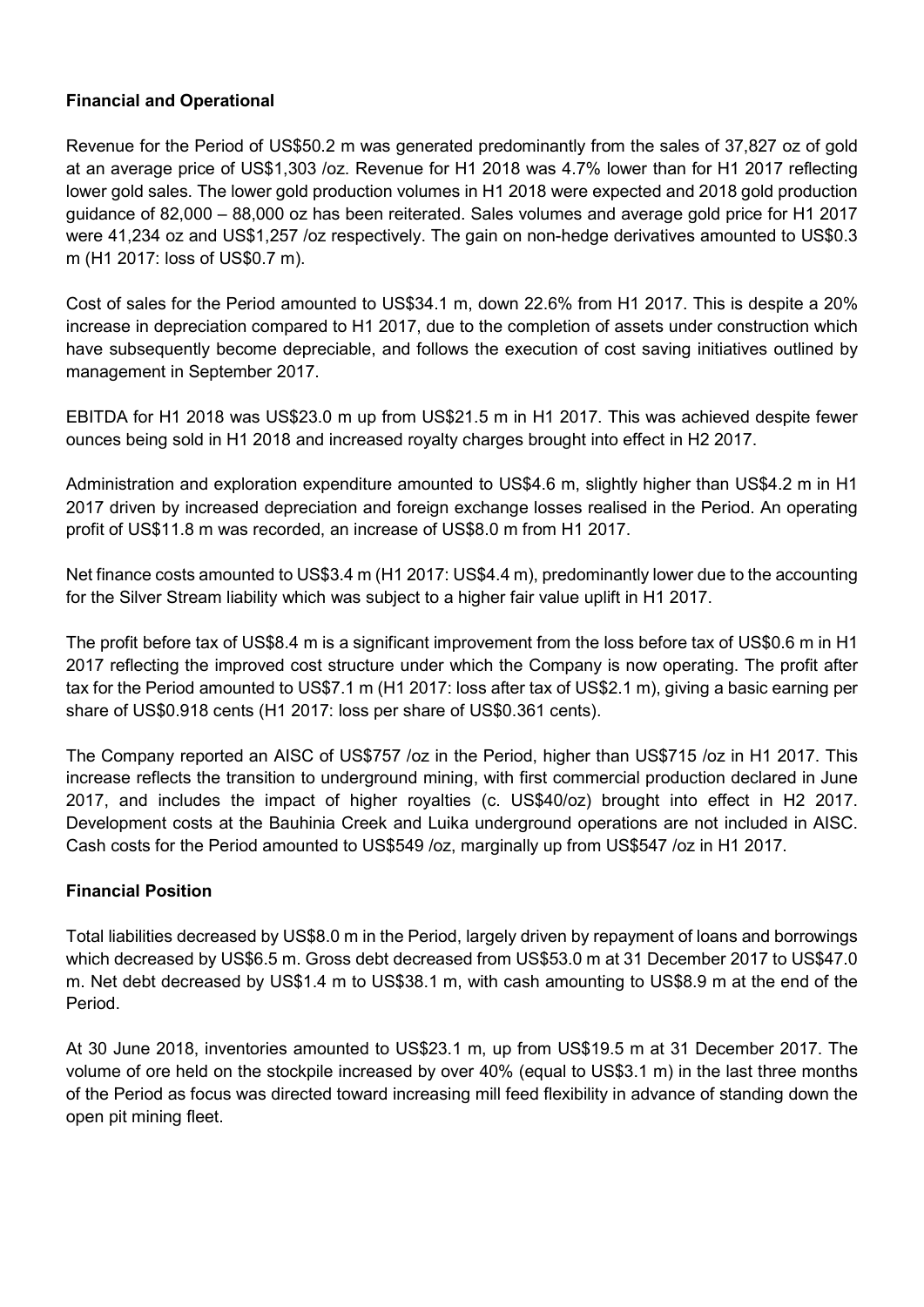**Financial and Operational**

Revenue for the Period of US$50.2 m was generated predominantly from the sales of 37,827 oz of gold at an average price of US$1,303 /oz. Revenue for H1 2018 was 4.7% lower than for H1 2017 reflecting lower gold sales. The lower gold production volumes in H1 2018 were expected and 2018 gold production guidance of 82,000 – 88,000 oz has been reiterated. Sales volumes and average gold price for H1 2017 were 41,234 oz and US$1,257 /oz respectively. The gain on non-hedge derivatives amounted to US$0.3 m (H1 2017: loss of US$0.7 m).

Cost of sales for the Period amounted to US$34.1 m, down 22.6% from H1 2017. This is despite a 20% increase in depreciation compared to H1 2017, due to the completion of assets under construction which have subsequently become depreciable, and follows the execution of cost saving initiatives outlined by management in September 2017.

EBITDA for H1 2018 was US$23.0 m up from US$21.5 m in H1 2017. This was achieved despite fewer ounces being sold in H1 2018 and increased royalty charges brought into effect in H2 2017.

Administration and exploration expenditure amounted to US$4.6 m, slightly higher than US$4.2 m in H1 2017 driven by increased depreciation and foreign exchange losses realised in the Period. An operating profit of US$11.8 m was recorded, an increase of US$8.0 m from H1 2017.

Net finance costs amounted to US$3.4 m (H1 2017: US$4.4 m), predominantly lower due to the accounting for the Silver Stream liability which was subject to a higher fair value uplift in H1 2017.

The profit before tax of US$8.4 m is a significant improvement from the loss before tax of US$0.6 m in H1 2017 reflecting the improved cost structure under which the Company is now operating. The profit after tax for the Period amounted to US$7.1 m (H1 2017: loss after tax of US$2.1 m), giving a basic earning per share of US$0.918 cents (H1 2017: loss per share of US$0.361 cents).

The Company reported an AISC of US$757 /oz in the Period, higher than US$715 /oz in H1 2017. This increase reflects the transition to underground mining, with first commercial production declared in June 2017, and includes the impact of higher royalties (c. US$40/oz) brought into effect in H2 2017. Development costs at the Bauhinia Creek and Luika underground operations are not included in AISC. Cash costs for the Period amounted to US$549 /oz, marginally up from US$547 /oz in H1 2017.

**Financial Position**

Total liabilities decreased by US$8.0 m in the Period, largely driven by repayment of loans and borrowings which decreased by US$6.5 m. Gross debt decreased from US$53.0 m at 31 December 2017 to US$47.0 m. Net debt decreased by US$1.4 m to US$38.1 m, with cash amounting to US$8.9 m at the end of the Period.

At 30 June 2018, inventories amounted to US$23.1 m, up from US$19.5 m at 31 December 2017. The volume of ore held on the stockpile increased by over 40% (equal to US$3.1 m) in the last three months of the Period as focus was directed toward increasing mill feed flexibility in advance of standing down the open pit mining fleet.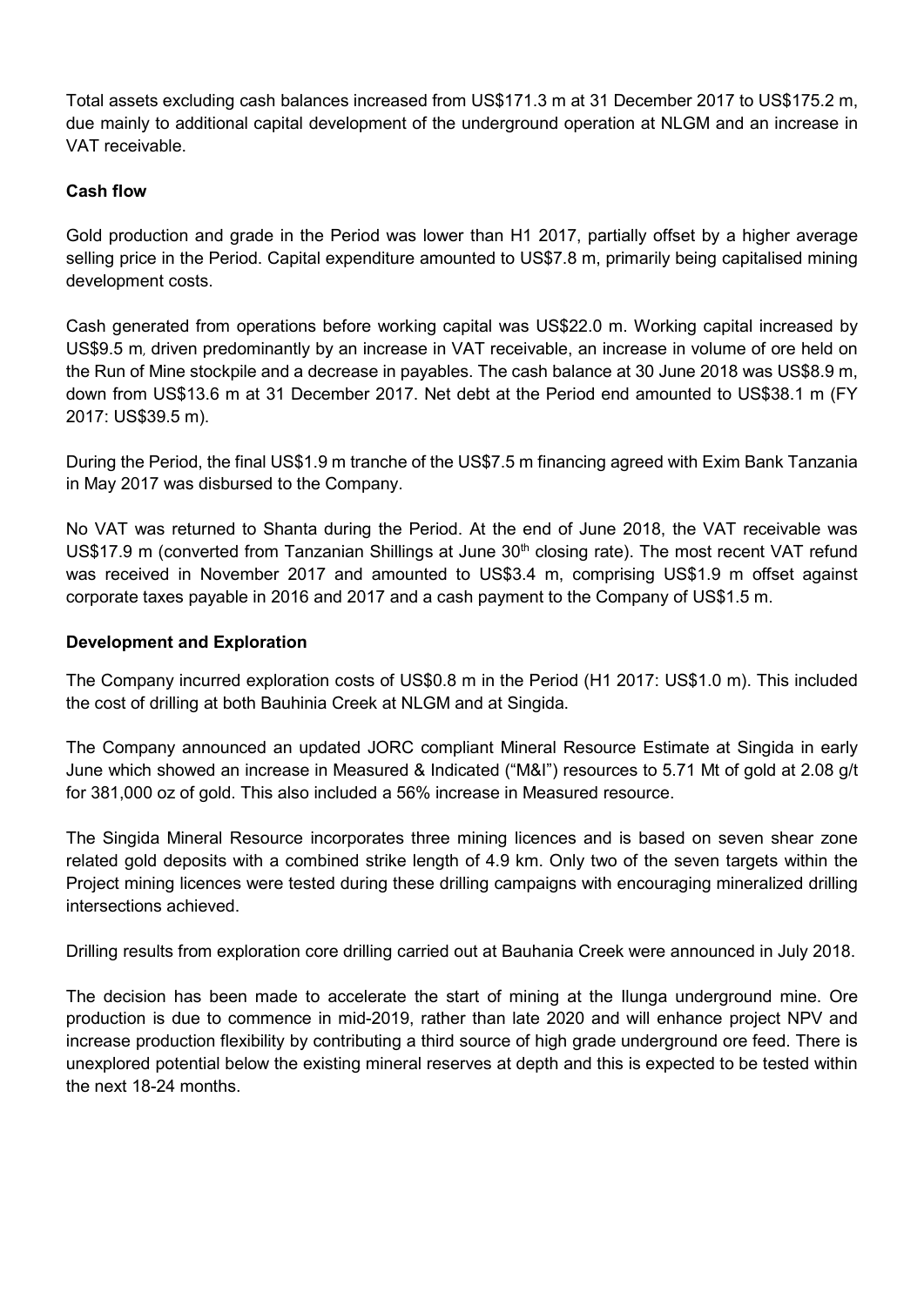Total assets excluding cash balances increased from US$171.3 m at 31 December 2017 to US$175.2 m, due mainly to additional capital development of the underground operation at NLGM and an increase in VAT receivable.

**Cash flow**

Gold production and grade in the Period was lower than H1 2017, partially offset by a higher average selling price in the Period. Capital expenditure amounted to US$7.8 m, primarily being capitalised mining development costs.

Cash generated from operations before working capital was US$22.0 m. Working capital increased by US$9.5 m, driven predominantly by an increase in VAT receivable, an increase in volume of ore held on the Run of Mine stockpile and a decrease in payables. The cash balance at 30 June 2018 was US$8.9 m, down from US$13.6 m at 31 December 2017. Net debt at the Period end amounted to US$38.1 m (FY 2017: US$39.5 m).

During the Period, the final US$1.9 m tranche of the US$7.5 m financing agreed with Exim Bank Tanzania in May 2017 was disbursed to the Company.

No VAT was returned to Shanta during the Period. At the end of June 2018, the VAT receivable was US$17.9 m (converted from Tanzanian Shillings at June 30th closing rate). The most recent VAT refund was received in November 2017 and amounted to US$3.4 m, comprising US$1.9 m offset against corporate taxes payable in 2016 and 2017 and a cash payment to the Company of US$1.5 m.

**Development and Exploration**

The Company incurred exploration costs of US$0.8 m in the Period (H1 2017: US$1.0 m). This included the cost of drilling at both Bauhinia Creek at NLGM and at Singida.

The Company announced an updated JORC compliant Mineral Resource Estimate at Singida in early June which showed an increase in Measured & Indicated ("M&I") resources to 5.71 Mt of gold at 2.08 g/t for 381,000 oz of gold. This also included a 56% increase in Measured resource.

The Singida Mineral Resource incorporates three mining licences and is based on seven shear zone related gold deposits with a combined strike length of 4.9 km. Only two of the seven targets within the Project mining licences were tested during these drilling campaigns with encouraging mineralized drilling intersections achieved.

Drilling results from exploration core drilling carried out at Bauhania Creek were announced in July 2018.

The decision has been made to accelerate the start of mining at the Ilunga underground mine. Ore production is due to commence in mid-2019, rather than late 2020 and will enhance project NPV and increase production flexibility by contributing a third source of high grade underground ore feed. There is unexplored potential below the existing mineral reserves at depth and this is expected to be tested within the next 18-24 months.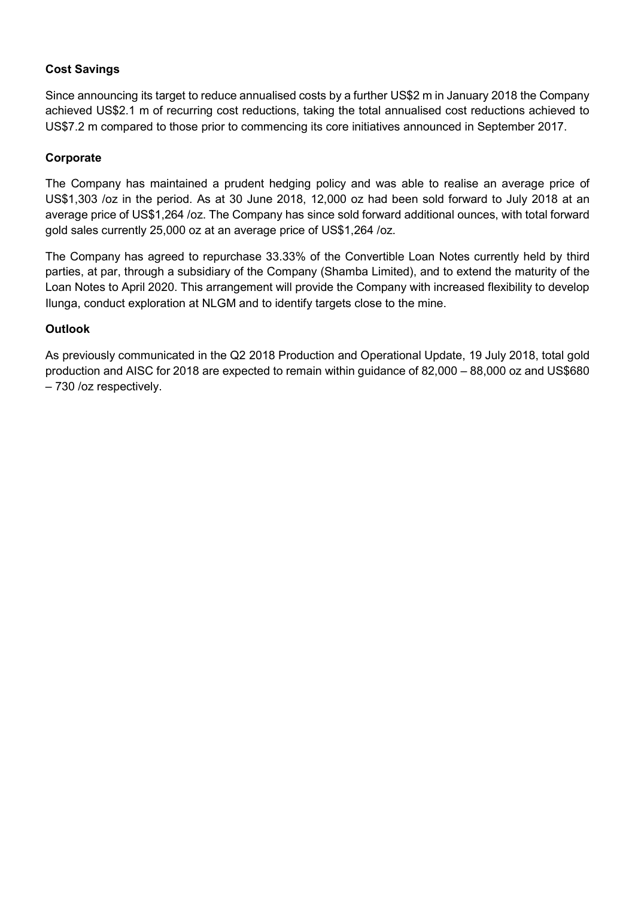**Cost Savings**

Since announcing its target to reduce annualised costs by a further US$2 m in January 2018 the Company achieved US$2.1 m of recurring cost reductions, taking the total annualised cost reductions achieved to US$7.2 m compared to those prior to commencing its core initiatives announced in September 2017.

**Corporate**

The Company has maintained a prudent hedging policy and was able to realise an average price of US$1,303 /oz in the period. As at 30 June 2018, 12,000 oz had been sold forward to July 2018 at an average price of US$1,264 /oz. The Company has since sold forward additional ounces, with total forward gold sales currently 25,000 oz at an average price of US$1,264 /oz.

The Company has agreed to repurchase 33.33% of the Convertible Loan Notes currently held by third parties, at par, through a subsidiary of the Company (Shamba Limited), and to extend the maturity of the Loan Notes to April 2020. This arrangement will provide the Company with increased flexibility to develop Ilunga, conduct exploration at NLGM and to identify targets close to the mine.

**Outlook**

As previously communicated in the Q2 2018 Production and Operational Update, 19 July 2018, total gold production and AISC for 2018 are expected to remain within guidance of 82,000 – 88,000 oz and US$680 – 730 /oz respectively.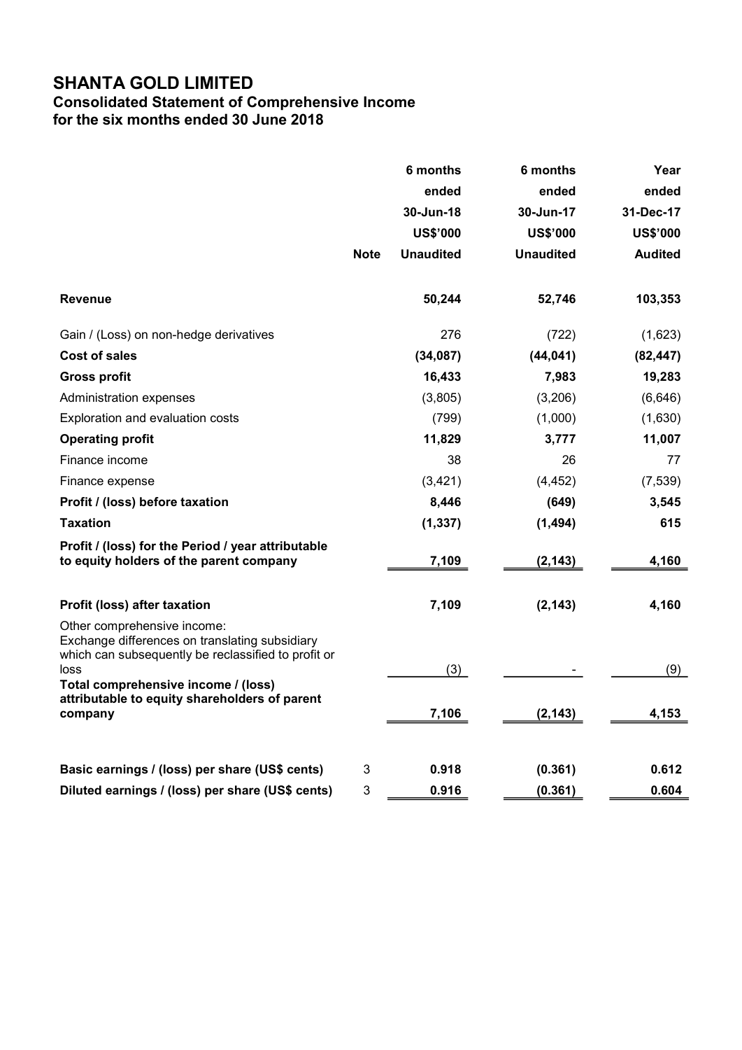# SHANTA GOLD LIMITED

## Consolidated Statement of Comprehensive Income
## for the six months ended 30 June 2018

| | Note | 6 months ended 30-Jun-18 US$'000 Unaudited | 6 months ended 30-Jun-17 US$'000 Unaudited | Year ended 31-Dec-17 US$'000 Audited |
|---|---|---|---|---|
| **Revenue** | | **50,244** | **52,746** | **103,353** |
| Gain / (Loss) on non-hedge derivatives | | 276 | (722) | (1,623) |
| **Cost of sales** | | **(34,087)** | **(44,041)** | **(82,447)** |
| **Gross profit** | | **16,433** | **7,983** | **19,283** |
| Administration expenses | | (3,805) | (3,206) | (6,646) |
| Exploration and evaluation costs | | (799) | (1,000) | (1,630) |
| **Operating profit** | | **11,829** | **3,777** | **11,007** |
| Finance income | | 38 | 26 | 77 |
| Finance expense | | (3,421) | (4,452) | (7,539) |
| **Profit / (loss) before taxation** | | **8,446** | **(649)** | **3,545** |
| **Taxation** | | **(1,337)** | **(1,494)** | **615** |
| **Profit / (loss) for the Period / year attributable to equity holders of the parent company** | | **7,109** | **(2,143)** | **4,160** |
| **Profit (loss) after taxation** | | **7,109** | **(2,143)** | **4,160** |
| Other comprehensive income: Exchange differences on translating subsidiary which can subsequently be reclassified to profit or loss | | (3) | - | (9) |
| **Total comprehensive income / (loss) attributable to equity shareholders of parent company** | | **7,106** | **(2,143)** | **4,153** |
| **Basic earnings / (loss) per share (US$ cents)** | 3 | **0.918** | **(0.361)** | **0.612** |
| **Diluted earnings / (loss) per share (US$ cents)** | 3 | **0.916** | **(0.361)** | **0.604** |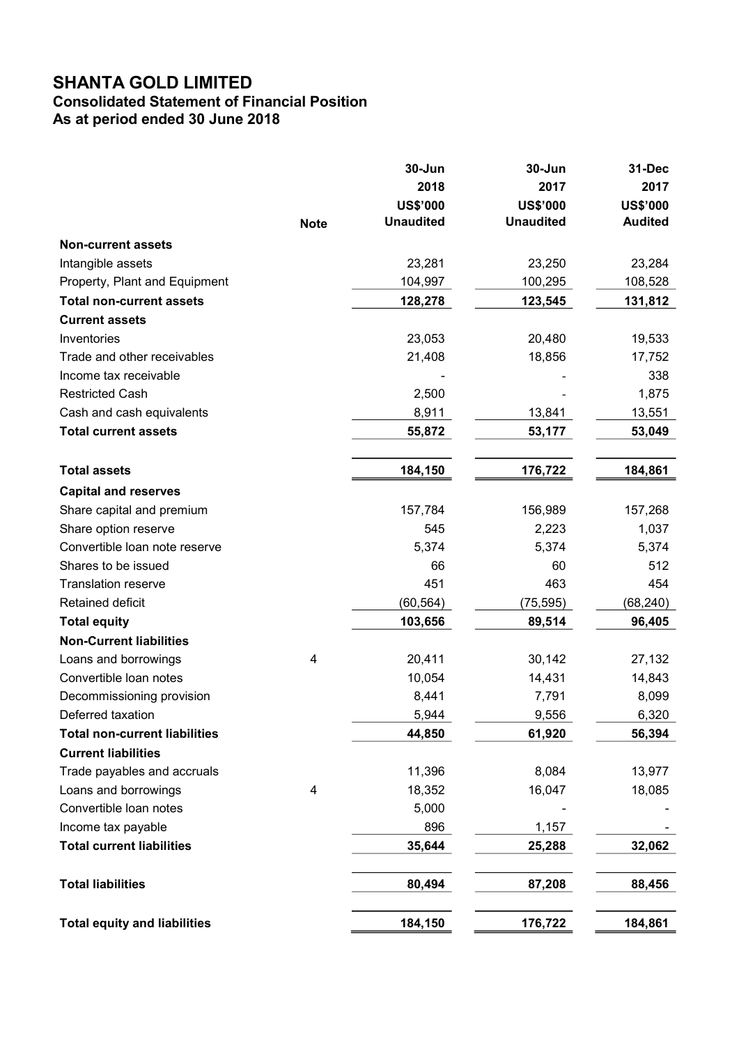# SHANTA GOLD LIMITED

## Consolidated Statement of Financial Position

### As at period ended 30 June 2018

| | Note | 30-Jun 2018 US$'000 Unaudited | 30-Jun 2017 US$'000 Unaudited | 31-Dec 2017 US$'000 Audited |
|---|---|---|---|---|
| **Non-current assets** | | | | |
| Intangible assets | | 23,281 | 23,250 | 23,284 |
| Property, Plant and Equipment | | 104,997 | 100,295 | 108,528 |
| **Total non-current assets** | | **128,278** | **123,545** | **131,812** |
| **Current assets** | | | | |
| Inventories | | 23,053 | 20,480 | 19,533 |
| Trade and other receivables | | 21,408 | 18,856 | 17,752 |
| Income tax receivable | | - | - | 338 |
| Restricted Cash | | 2,500 | - | 1,875 |
| Cash and cash equivalents | | 8,911 | 13,841 | 13,551 |
| **Total current assets** | | **55,872** | **53,177** | **53,049** |
| **Total assets** | | **184,150** | **176,722** | **184,861** |
| **Capital and reserves** | | | | |
| Share capital and premium | | 157,784 | 156,989 | 157,268 |
| Share option reserve | | 545 | 2,223 | 1,037 |
| Convertible loan note reserve | | 5,374 | 5,374 | 5,374 |
| Shares to be issued | | 66 | 60 | 512 |
| Translation reserve | | 451 | 463 | 454 |
| Retained deficit | | (60,564) | (75,595) | (68,240) |
| **Total equity** | | **103,656** | **89,514** | **96,405** |
| **Non-Current liabilities** | | | | |
| Loans and borrowings | 4 | 20,411 | 30,142 | 27,132 |
| Convertible loan notes | | 10,054 | 14,431 | 14,843 |
| Decommissioning provision | | 8,441 | 7,791 | 8,099 |
| Deferred taxation | | 5,944 | 9,556 | 6,320 |
| **Total non-current liabilities** | | **44,850** | **61,920** | **56,394** |
| **Current liabilities** | | | | |
| Trade payables and accruals | | 11,396 | 8,084 | 13,977 |
| Loans and borrowings | 4 | 18,352 | 16,047 | 18,085 |
| Convertible loan notes | | 5,000 | - | - |
| Income tax payable | | 896 | 1,157 | - |
| **Total current liabilities** | | **35,644** | **25,288** | **32,062** |
| **Total liabilities** | | **80,494** | **87,208** | **88,456** |
| **Total equity and liabilities** | | **184,150** | **176,722** | **184,861** |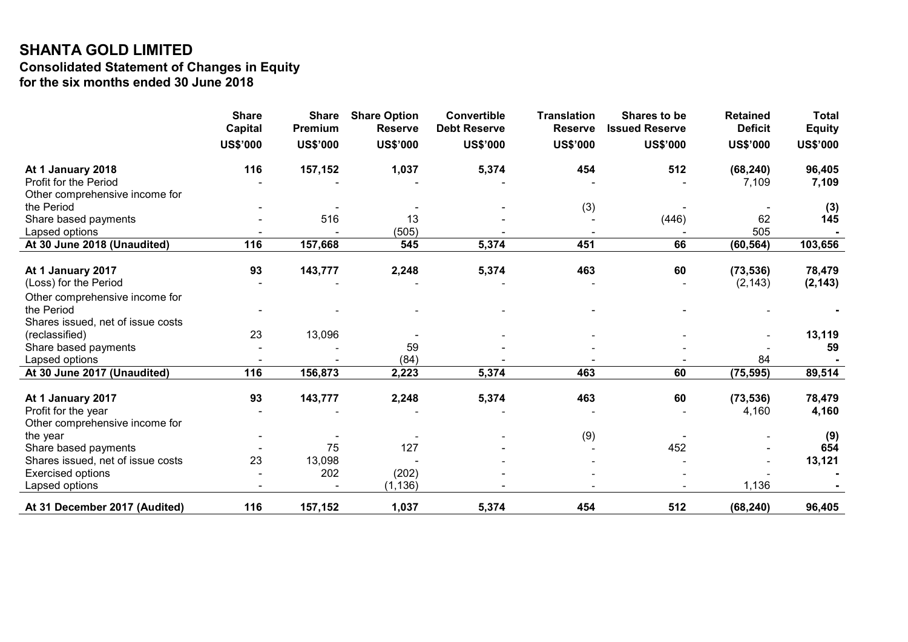# SHANTA GOLD LIMITED

## Consolidated Statement of Changes in Equity

## for the six months ended 30 June 2018

| | Share Capital | Share Premium | Share Option Reserve | Convertible Debt Reserve | Translation Reserve | Shares to be Issued Reserve | Retained Deficit | Total Equity |
|---|---|---|---|---|---|---|---|---|
| | US$'000 | US$'000 | US$'000 | US$'000 | US$'000 | US$'000 | US$'000 | US$'000 |
| **At 1 January 2018** | **116** | **157,152** | **1,037** | **5,374** | **454** | **512** | **(68,240)** | **96,405** |
| Profit for the Period | - | - | - | - | - | - | 7,109 | **7,109** |
| Other comprehensive income for the Period | - | - | - | - | (3) | - | - | **(3)** |
| Share based payments | - | 516 | 13 | - | - | (446) | 62 | **145** |
| Lapsed options | - | - | (505) | - | - | - | 505 | **-** |
| **At 30 June 2018 (Unaudited)** | **116** | **157,668** | **545** | **5,374** | **451** | **66** | **(60,564)** | **103,656** |
| | | | | | | | | |
| **At 1 January 2017** | **93** | **143,777** | **2,248** | **5,374** | **463** | **60** | **(73,536)** | **78,479** |
| (Loss) for the Period | - | - | - | - | - | - | (2,143) | **(2,143)** |
| Other comprehensive income for the Period | - | - | - | - | - | - | - | **-** |
| Shares issued, net of issue costs (reclassified) | 23 | 13,096 | - | - | - | - | - | **13,119** |
| Share based payments | - | - | 59 | - | - | - | - | **59** |
| Lapsed options | - | - | (84) | - | - | - | 84 | **-** |
| **At 30 June 2017 (Unaudited)** | **116** | **156,873** | **2,223** | **5,374** | **463** | **60** | **(75,595)** | **89,514** |
| | | | | | | | | |
| **At 1 January 2017** | **93** | **143,777** | **2,248** | **5,374** | **463** | **60** | **(73,536)** | **78,479** |
| Profit for the year | - | - | - | - | - | - | 4,160 | **4,160** |
| Other comprehensive income for the year | - | - | - | - | (9) | - | - | **(9)** |
| Share based payments | - | 75 | 127 | - | - | 452 | - | **654** |
| Shares issued, net of issue costs | 23 | 13,098 | - | - | - | - | - | **13,121** |
| Exercised options | - | 202 | (202) | - | - | - | - | **-** |
| Lapsed options | - | - | (1,136) | - | - | - | 1,136 | **-** |
| **At 31 December 2017 (Audited)** | **116** | **157,152** | **1,037** | **5,374** | **454** | **512** | **(68,240)** | **96,405** |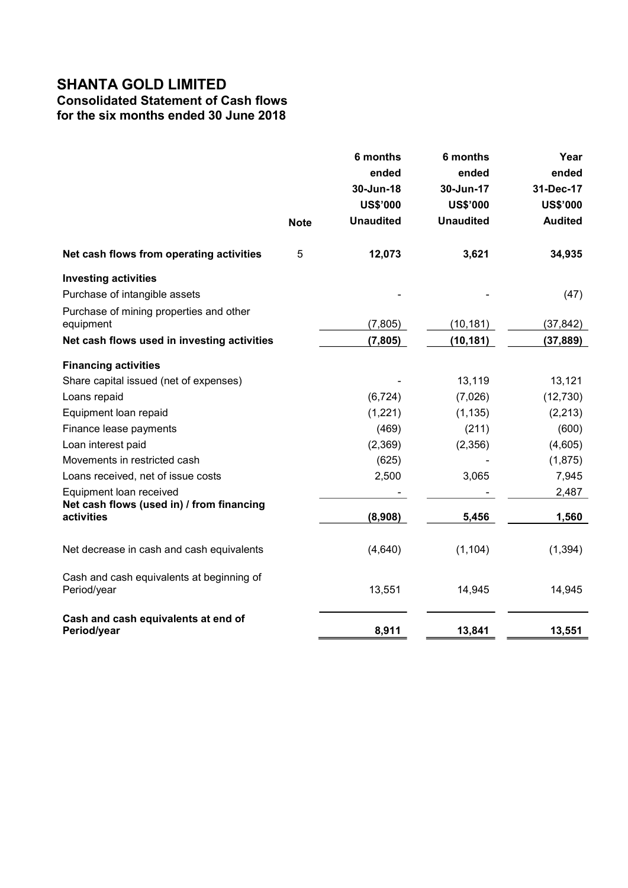# SHANTA GOLD LIMITED
## Consolidated Statement of Cash flows
### for the six months ended 30 June 2018

| | Note | 6 months ended 30-Jun-18 US$'000 Unaudited | 6 months ended 30-Jun-17 US$'000 Unaudited | Year ended 31-Dec-17 US$'000 Audited |
|---|---|---|---|---|
| **Net cash flows from operating activities** | 5 | **12,073** | **3,621** | **34,935** |
| **Investing activities** | | | | |
| Purchase of intangible assets | | - | - | (47) |
| Purchase of mining properties and other equipment | | (7,805) | (10,181) | (37,842) |
| **Net cash flows used in investing activities** | | **(7,805)** | **(10,181)** | **(37,889)** |
| **Financing activities** | | | | |
| Share capital issued (net of expenses) | | - | 13,119 | 13,121 |
| Loans repaid | | (6,724) | (7,026) | (12,730) |
| Equipment loan repaid | | (1,221) | (1,135) | (2,213) |
| Finance lease payments | | (469) | (211) | (600) |
| Loan interest paid | | (2,369) | (2,356) | (4,605) |
| Movements in restricted cash | | (625) | - | (1,875) |
| Loans received, net of issue costs | | 2,500 | 3,065 | 7,945 |
| Equipment loan received | | - | - | 2,487 |
| **Net cash flows (used in) / from financing activities** | | **(8,908)** | **5,456** | **1,560** |
| Net decrease in cash and cash equivalents | | (4,640) | (1,104) | (1,394) |
| Cash and cash equivalents at beginning of Period/year | | 13,551 | 14,945 | 14,945 |
| **Cash and cash equivalents at end of Period/year** | | **8,911** | **13,841** | **13,551** |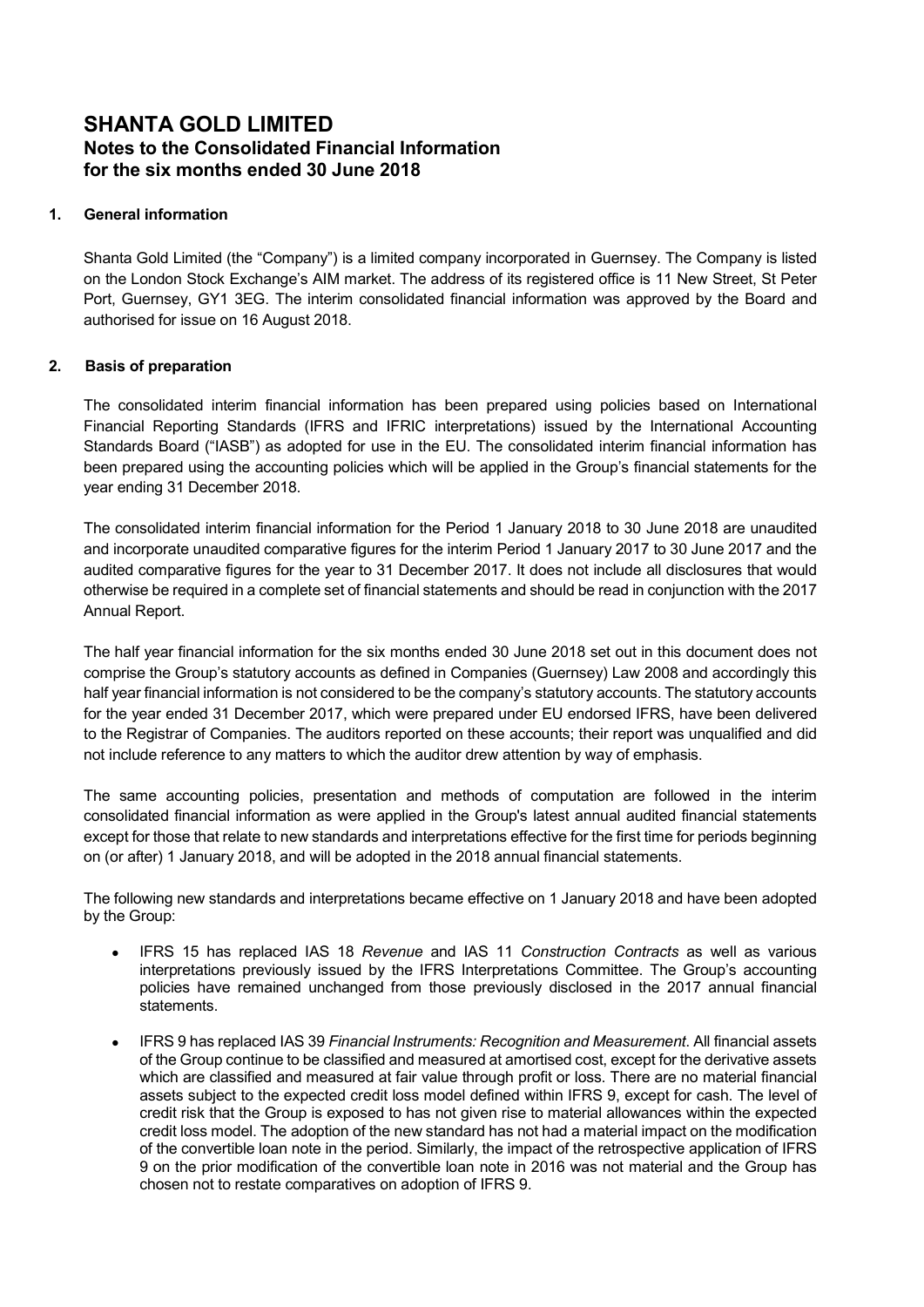# SHANTA GOLD LIMITED

## Notes to the Consolidated Financial Information for the six months ended 30 June 2018

### 1. General information

Shanta Gold Limited (the "Company") is a limited company incorporated in Guernsey. The Company is listed on the London Stock Exchange's AIM market. The address of its registered office is 11 New Street, St Peter Port, Guernsey, GY1 3EG. The interim consolidated financial information was approved by the Board and authorised for issue on 16 August 2018.

### 2. Basis of preparation

The consolidated interim financial information has been prepared using policies based on International Financial Reporting Standards (IFRS and IFRIC interpretations) issued by the International Accounting Standards Board ("IASB") as adopted for use in the EU. The consolidated interim financial information has been prepared using the accounting policies which will be applied in the Group's financial statements for the year ending 31 December 2018.

The consolidated interim financial information for the Period 1 January 2018 to 30 June 2018 are unaudited and incorporate unaudited comparative figures for the interim Period 1 January 2017 to 30 June 2017 and the audited comparative figures for the year to 31 December 2017. It does not include all disclosures that would otherwise be required in a complete set of financial statements and should be read in conjunction with the 2017 Annual Report.

The half year financial information for the six months ended 30 June 2018 set out in this document does not comprise the Group's statutory accounts as defined in Companies (Guernsey) Law 2008 and accordingly this half year financial information is not considered to be the company's statutory accounts. The statutory accounts for the year ended 31 December 2017, which were prepared under EU endorsed IFRS, have been delivered to the Registrar of Companies. The auditors reported on these accounts; their report was unqualified and did not include reference to any matters to which the auditor drew attention by way of emphasis.

The same accounting policies, presentation and methods of computation are followed in the interim consolidated financial information as were applied in the Group's latest annual audited financial statements except for those that relate to new standards and interpretations effective for the first time for periods beginning on (or after) 1 January 2018, and will be adopted in the 2018 annual financial statements.

The following new standards and interpretations became effective on 1 January 2018 and have been adopted by the Group:

- IFRS 15 has replaced IAS 18 *Revenue* and IAS 11 *Construction Contracts* as well as various interpretations previously issued by the IFRS Interpretations Committee. The Group's accounting policies have remained unchanged from those previously disclosed in the 2017 annual financial statements.
- IFRS 9 has replaced IAS 39 *Financial Instruments: Recognition and Measurement*. All financial assets of the Group continue to be classified and measured at amortised cost, except for the derivative assets which are classified and measured at fair value through profit or loss. There are no material financial assets subject to the expected credit loss model defined within IFRS 9, except for cash. The level of credit risk that the Group is exposed to has not given rise to material allowances within the expected credit loss model. The adoption of the new standard has not had a material impact on the modification of the convertible loan note in the period. Similarly, the impact of the retrospective application of IFRS 9 on the prior modification of the convertible loan note in 2016 was not material and the Group has chosen not to restate comparatives on adoption of IFRS 9.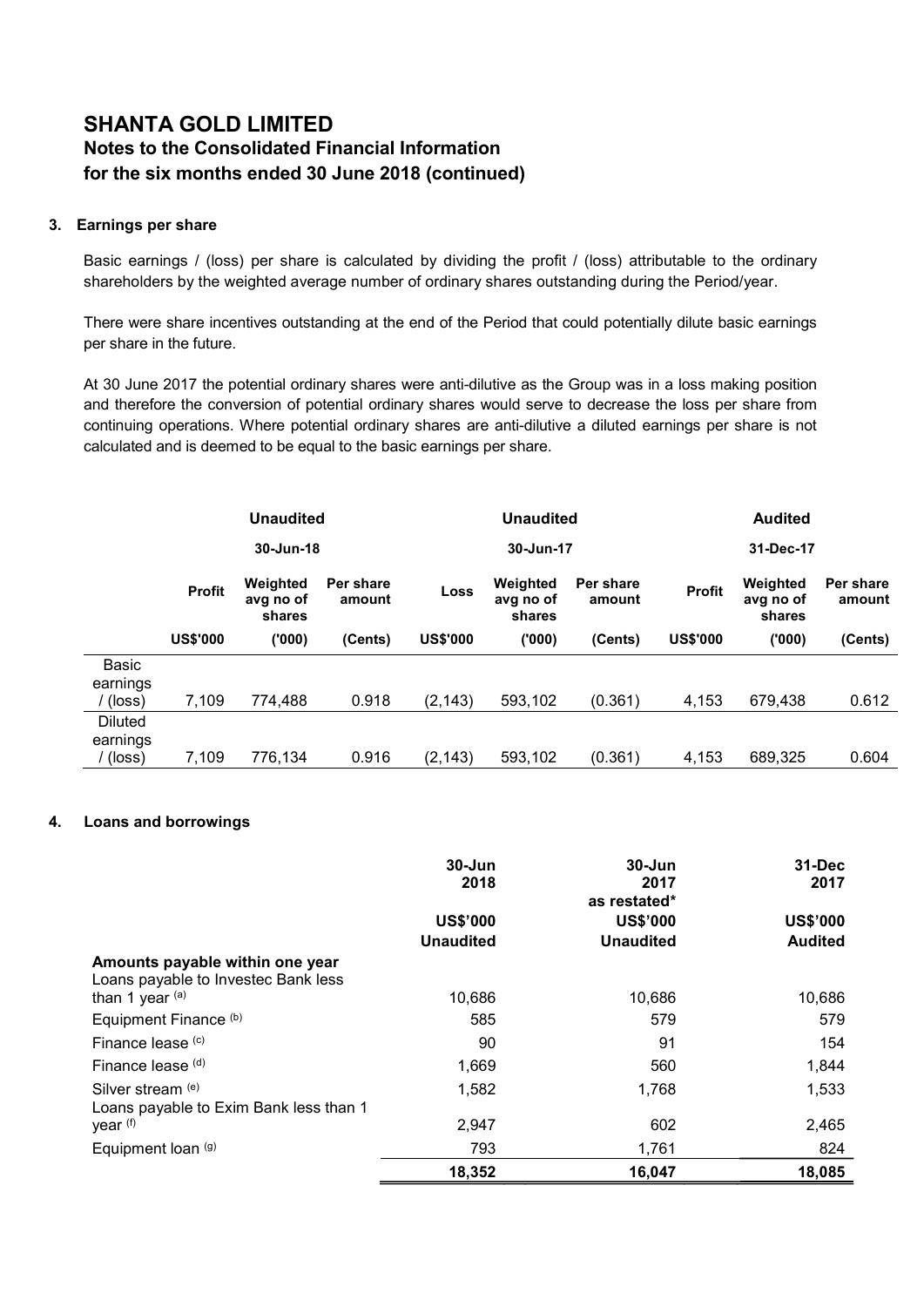# SHANTA GOLD LIMITED

## Notes to the Consolidated Financial Information for the six months ended 30 June 2018 (continued)

### 3. Earnings per share

Basic earnings / (loss) per share is calculated by dividing the profit / (loss) attributable to the ordinary shareholders by the weighted average number of ordinary shares outstanding during the Period/year.

There were share incentives outstanding at the end of the Period that could potentially dilute basic earnings per share in the future.

At 30 June 2017 the potential ordinary shares were anti-dilutive as the Group was in a loss making position and therefore the conversion of potential ordinary shares would serve to decrease the loss per share from continuing operations. Where potential ordinary shares are anti-dilutive a diluted earnings per share is not calculated and is deemed to be equal to the basic earnings per share.

| | Unaudited | | | Unaudited | | | Audited | | |
|---|---|---|---|---|---|---|---|---|---|
| | 30-Jun-18 | | | 30-Jun-17 | | | 31-Dec-17 | | |
| | Profit | Weighted avg no of shares | Per share amount | Loss | Weighted avg no of shares | Per share amount | Profit | Weighted avg no of shares | Per share amount |
| | US$'000 | ('000) | (Cents) | US$'000 | ('000) | (Cents) | US$'000 | ('000) | (Cents) |
| Basic earnings / (loss) | 7,109 | 774,488 | 0.918 | (2,143) | 593,102 | (0.361) | 4,153 | 679,438 | 0.612 |
| Diluted earnings / (loss) | 7,109 | 776,134 | 0.916 | (2,143) | 593,102 | (0.361) | 4,153 | 689,325 | 0.604 |

### 4. Loans and borrowings

| | 30-Jun 2018 | 30-Jun 2017 as restated* | 31-Dec 2017 |
|---|---|---|---|
| | US$'000 | US$'000 | US$'000 |
| | Unaudited | Unaudited | Audited |
| **Amounts payable within one year** | | | |
| Loans payable to Investec Bank less than 1 year [(a)] | 10,686 | 10,686 | 10,686 |
| Equipment Finance [(b)] | 585 | 579 | 579 |
| Finance lease [(c)] | 90 | 91 | 154 |
| Finance lease [(d)] | 1,669 | 560 | 1,844 |
| Silver stream [(e)] | 1,582 | 1,768 | 1,533 |
| Loans payable to Exim Bank less than 1 year [(f)] | 2,947 | 602 | 2,465 |
| Equipment loan [(g)] | 793 | 1,761 | 824 |
| | **18,352** | **16,047** | **18,085** |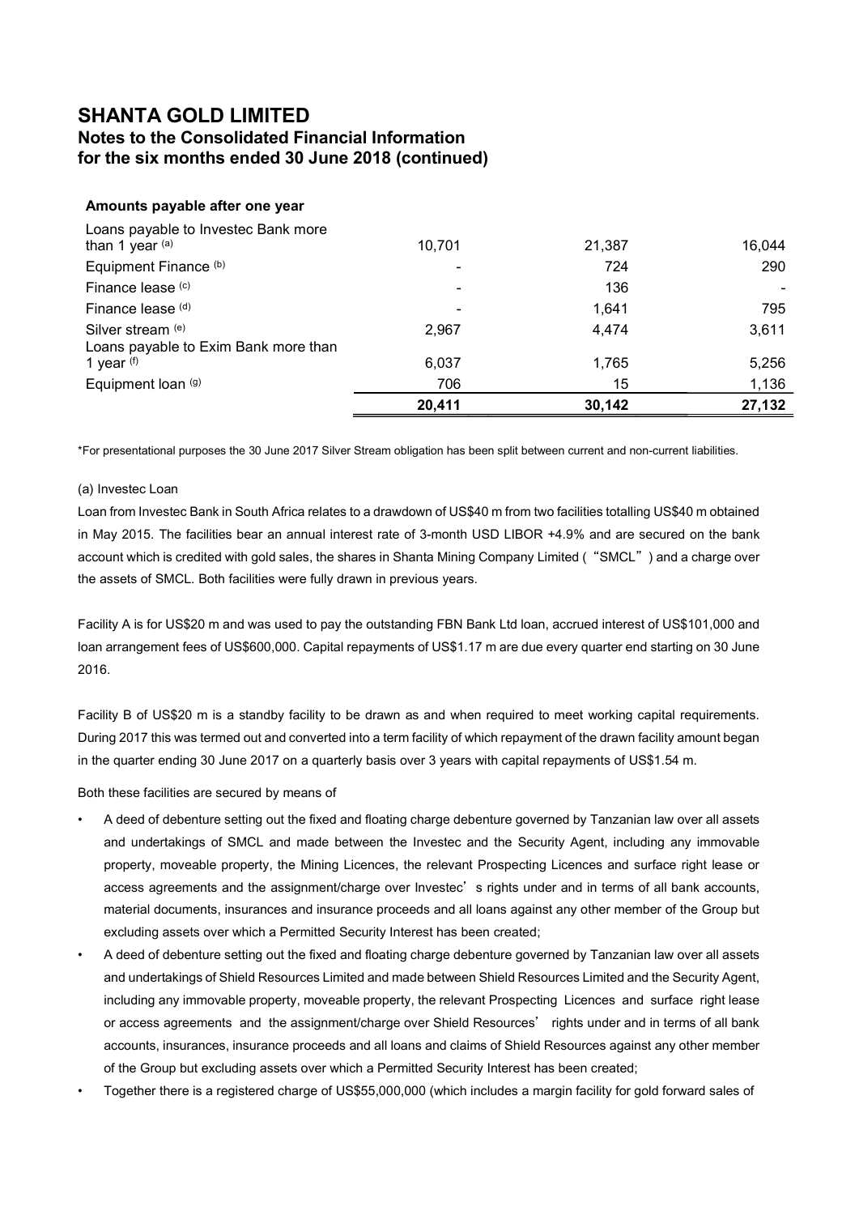# SHANTA GOLD LIMITED

## Notes to the Consolidated Financial Information for the six months ended 30 June 2018 (continued)

**Amounts payable after one year**

| | | | |
|---|---|---|---|
| Loans payable to Investec Bank more than 1 year [(a)] | 10,701 | 21,387 | 16,044 |
| Equipment Finance [(b)] | - | 724 | 290 |
| Finance lease [(c)] | - | 136 | - |
| Finance lease [(d)] | - | 1,641 | 795 |
| Silver stream [(e)] | 2,967 | 4,474 | 3,611 |
| Loans payable to Exim Bank more than 1 year [(f)] | 6,037 | 1,765 | 5,256 |
| Equipment loan [(g)] | 706 | 15 | 1,136 |
| | **20,411** | **30,142** | **27,132** |

*For presentational purposes the 30 June 2017 Silver Stream obligation has been split between current and non-current liabilities.

(a) Investec Loan

Loan from Investec Bank in South Africa relates to a drawdown of US$40 m from two facilities totalling US$40 m obtained in May 2015. The facilities bear an annual interest rate of 3-month USD LIBOR +4.9% and are secured on the bank account which is credited with gold sales, the shares in Shanta Mining Company Limited (“SMCL”) and a charge over the assets of SMCL. Both facilities were fully drawn in previous years.

Facility A is for US$20 m and was used to pay the outstanding FBN Bank Ltd loan, accrued interest of US$101,000 and loan arrangement fees of US$600,000. Capital repayments of US$1.17 m are due every quarter end starting on 30 June 2016.

Facility B of US$20 m is a standby facility to be drawn as and when required to meet working capital requirements. During 2017 this was termed out and converted into a term facility of which repayment of the drawn facility amount began in the quarter ending 30 June 2017 on a quarterly basis over 3 years with capital repayments of US$1.54 m.

Both these facilities are secured by means of

- A deed of debenture setting out the fixed and floating charge debenture governed by Tanzanian law over all assets and undertakings of SMCL and made between the Investec and the Security Agent, including any immovable property, moveable property, the Mining Licences, the relevant Prospecting Licences and surface right lease or access agreements and the assignment/charge over Investec’s rights under and in terms of all bank accounts, material documents, insurances and insurance proceeds and all loans against any other member of the Group but excluding assets over which a Permitted Security Interest has been created;
- A deed of debenture setting out the fixed and floating charge debenture governed by Tanzanian law over all assets and undertakings of Shield Resources Limited and made between Shield Resources Limited and the Security Agent, including any immovable property, moveable property, the relevant Prospecting Licences and surface right lease or access agreements and the assignment/charge over Shield Resources’ rights under and in terms of all bank accounts, insurances, insurance proceeds and all loans and claims of Shield Resources against any other member of the Group but excluding assets over which a Permitted Security Interest has been created;
- Together there is a registered charge of US$55,000,000 (which includes a margin facility for gold forward sales of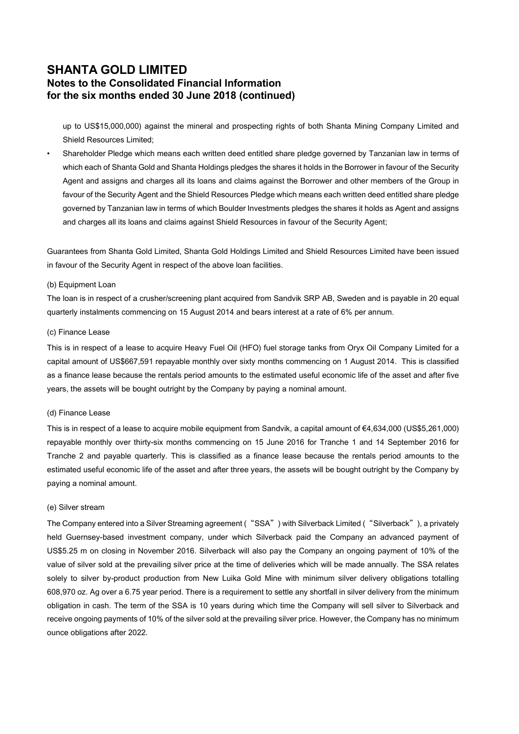up to US$15,000,000) against the mineral and prospecting rights of both Shanta Mining Company Limited and Shield Resources Limited;

- Shareholder Pledge which means each written deed entitled share pledge governed by Tanzanian law in terms of which each of Shanta Gold and Shanta Holdings pledges the shares it holds in the Borrower in favour of the Security Agent and assigns and charges all its loans and claims against the Borrower and other members of the Group in favour of the Security Agent and the Shield Resources Pledge which means each written deed entitled share pledge governed by Tanzanian law in terms of which Boulder Investments pledges the shares it holds as Agent and assigns and charges all its loans and claims against Shield Resources in favour of the Security Agent;

Guarantees from Shanta Gold Limited, Shanta Gold Holdings Limited and Shield Resources Limited have been issued in favour of the Security Agent in respect of the above loan facilities.

(b) Equipment Loan

The loan is in respect of a crusher/screening plant acquired from Sandvik SRP AB, Sweden and is payable in 20 equal quarterly instalments commencing on 15 August 2014 and bears interest at a rate of 6% per annum.

(c) Finance Lease

This is in respect of a lease to acquire Heavy Fuel Oil (HFO) fuel storage tanks from Oryx Oil Company Limited for a capital amount of US$667,591 repayable monthly over sixty months commencing on 1 August 2014. This is classified as a finance lease because the rentals period amounts to the estimated useful economic life of the asset and after five years, the assets will be bought outright by the Company by paying a nominal amount.

(d) Finance Lease

This is in respect of a lease to acquire mobile equipment from Sandvik, a capital amount of €4,634,000 (US$5,261,000) repayable monthly over thirty-six months commencing on 15 June 2016 for Tranche 1 and 14 September 2016 for Tranche 2 and payable quarterly. This is classified as a finance lease because the rentals period amounts to the estimated useful economic life of the asset and after three years, the assets will be bought outright by the Company by paying a nominal amount.

(e) Silver stream

The Company entered into a Silver Streaming agreement ("SSA") with Silverback Limited ("Silverback"), a privately held Guernsey-based investment company, under which Silverback paid the Company an advanced payment of US$5.25 m on closing in November 2016. Silverback will also pay the Company an ongoing payment of 10% of the value of silver sold at the prevailing silver price at the time of deliveries which will be made annually. The SSA relates solely to silver by-product production from New Luika Gold Mine with minimum silver delivery obligations totalling 608,970 oz. Ag over a 6.75 year period. There is a requirement to settle any shortfall in silver delivery from the minimum obligation in cash. The term of the SSA is 10 years during which time the Company will sell silver to Silverback and receive ongoing payments of 10% of the silver sold at the prevailing silver price. However, the Company has no minimum ounce obligations after 2022.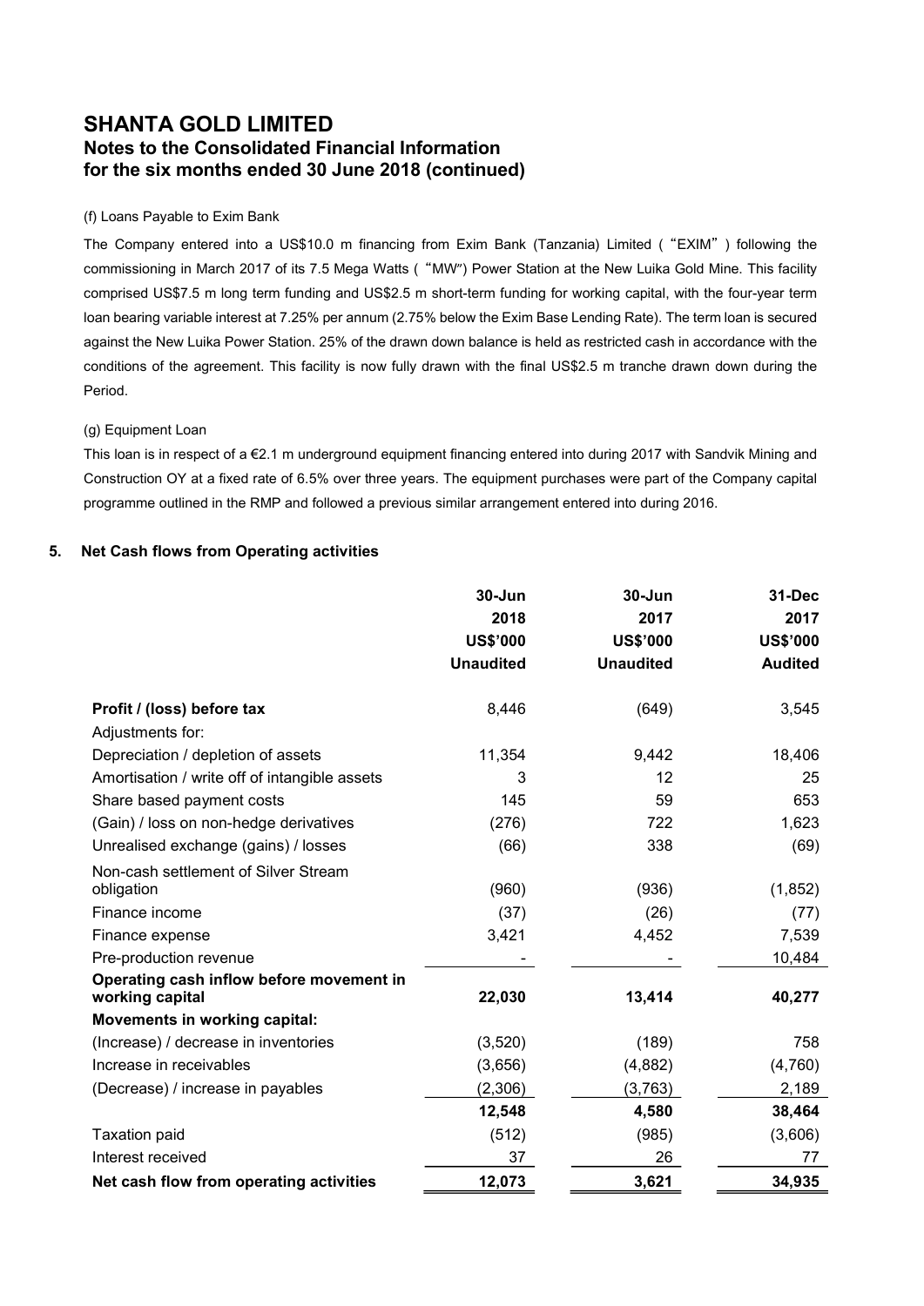# SHANTA GOLD LIMITED
## Notes to the Consolidated Financial Information for the six months ended 30 June 2018 (continued)

(f) Loans Payable to Exim Bank

The Company entered into a US$10.0 m financing from Exim Bank (Tanzania) Limited ("EXIM") following the commissioning in March 2017 of its 7.5 Mega Watts ("MW") Power Station at the New Luika Gold Mine. This facility comprised US$7.5 m long term funding and US$2.5 m short-term funding for working capital, with the four-year term loan bearing variable interest at 7.25% per annum (2.75% below the Exim Base Lending Rate). The term loan is secured against the New Luika Power Station. 25% of the drawn down balance is held as restricted cash in accordance with the conditions of the agreement. This facility is now fully drawn with the final US$2.5 m tranche drawn down during the Period.

(g) Equipment Loan

This loan is in respect of a €2.1 m underground equipment financing entered into during 2017 with Sandvik Mining and Construction OY at a fixed rate of 6.5% over three years. The equipment purchases were part of the Company capital programme outlined in the RMP and followed a previous similar arrangement entered into during 2016.

### 5. Net Cash flows from Operating activities

| | 30-Jun 2018 US$'000 Unaudited | 30-Jun 2017 US$'000 Unaudited | 31-Dec 2017 US$'000 Audited |
|---|---|---|---|
| **Profit / (loss) before tax** | 8,446 | (649) | 3,545 |
| Adjustments for: | | | |
| Depreciation / depletion of assets | 11,354 | 9,442 | 18,406 |
| Amortisation / write off of intangible assets | 3 | 12 | 25 |
| Share based payment costs | 145 | 59 | 653 |
| (Gain) / loss on non-hedge derivatives | (276) | 722 | 1,623 |
| Unrealised exchange (gains) / losses | (66) | 338 | (69) |
| Non-cash settlement of Silver Stream obligation | (960) | (936) | (1,852) |
| Finance income | (37) | (26) | (77) |
| Finance expense | 3,421 | 4,452 | 7,539 |
| Pre-production revenue | - | - | 10,484 |
| **Operating cash inflow before movement in working capital** | **22,030** | **13,414** | **40,277** |
| **Movements in working capital:** | | | |
| (Increase) / decrease in inventories | (3,520) | (189) | 758 |
| Increase in receivables | (3,656) | (4,882) | (4,760) |
| (Decrease) / increase in payables | (2,306) | (3,763) | 2,189 |
| | **12,548** | **4,580** | **38,464** |
| Taxation paid | (512) | (985) | (3,606) |
| Interest received | 37 | 26 | 77 |
| **Net cash flow from operating activities** | **12,073** | **3,621** | **34,935** |